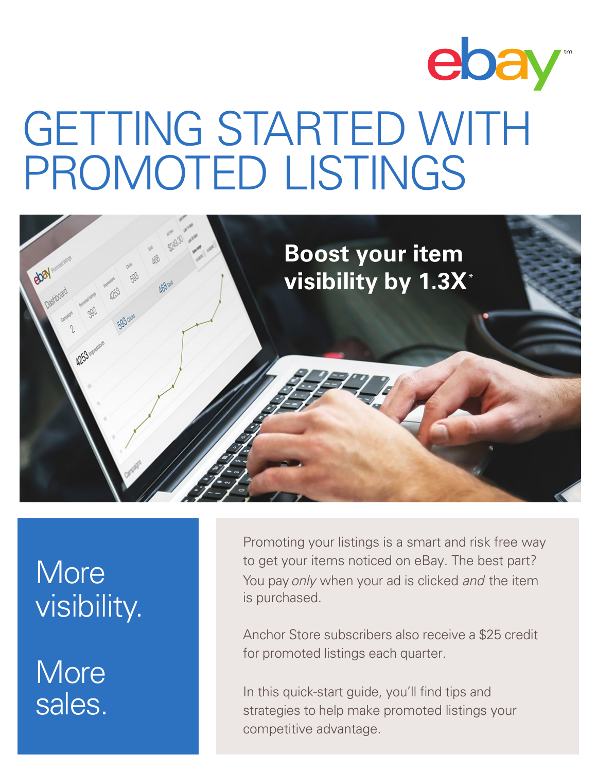# GETTING STARTED WITH PROMOTED LISTINGS

**Boost your item visibility by 1.3X***

More visibility.

More sales.

Promoting your listings is a smart and risk free way to get your items noticed on eBay. The best part? You pay *only* when your ad is clicked *and* the item is purchased.

Anchor Store subscribers also receive a $25 credit for promoted listings each quarter.

In this quick-start guide, you'll find tips and strategies to help make promoted listings your competitive advantage.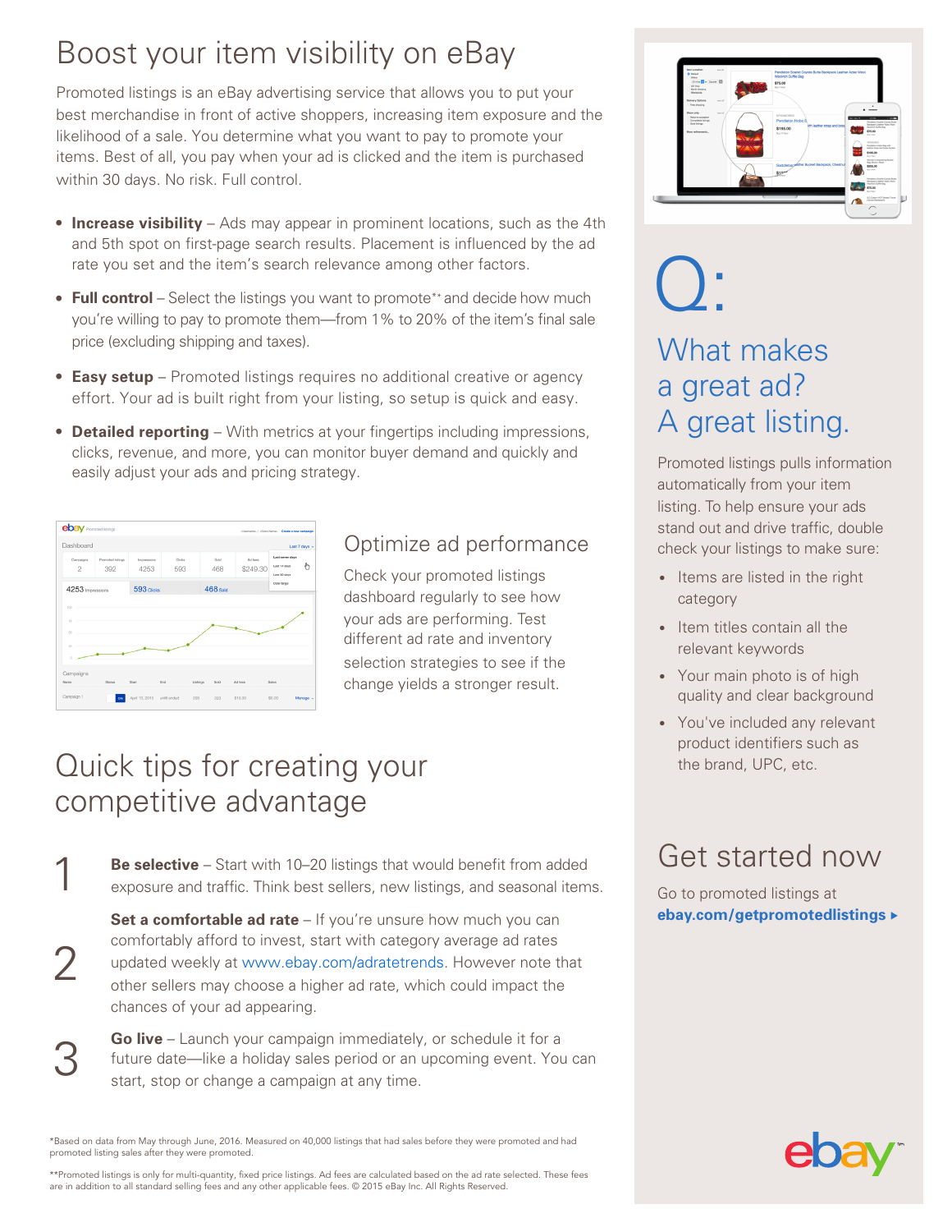# Boost your item visibility on eBay

Promoted listings is an eBay advertising service that allows you to put your best merchandise in front of active shoppers, increasing item exposure and the likelihood of a sale. You determine what you want to pay to promote your items. Best of all, you pay when your ad is clicked and the item is purchased within 30 days. No risk. Full control.

- **Increase visibility** – Ads may appear in prominent locations, such as the 4th and 5th spot on first-page search results. Placement is influenced by the ad rate you set and the item's search relevance among other factors.
- **Full control** – Select the listings you want to promote** and decide how much you're willing to pay to promote them—from 1% to 20% of the item's final sale price (excluding shipping and taxes).
- **Easy setup** – Promoted listings requires no additional creative or agency effort. Your ad is built right from your listing, so setup is quick and easy.
- **Detailed reporting** – With metrics at your fingertips including impressions, clicks, revenue, and more, you can monitor buyer demand and quickly and easily adjust your ads and pricing strategy.

## Optimize ad performance

Check your promoted listings dashboard regularly to see how your ads are performing. Test different ad rate and inventory selection strategies to see if the change yields a stronger result.

# Quick tips for creating your competitive advantage

1. **Be selective** – Start with 10–20 listings that would benefit from added exposure and traffic. Think best sellers, new listings, and seasonal items.
2. **Set a comfortable ad rate** – If you're unsure how much you can comfortably afford to invest, start with category average ad rates updated weekly at www.ebay.com/adratetrends. However note that other sellers may choose a higher ad rate, which could impact the chances of your ad appearing.
3. **Go live** – Launch your campaign immediately, or schedule it for a future date—like a holiday sales period or an upcoming event. You can start, stop or change a campaign at any time.

# Q:

## What makes a great ad? A great listing.

Promoted listings pulls information automatically from your item listing. To help ensure your ads stand out and drive traffic, double check your listings to make sure:

- Items are listed in the right category
- Item titles contain all the relevant keywords
- Your main photo is of high quality and clear background
- You've included any relevant product identifiers such as the brand, UPC, etc.

## Get started now

Go to promoted listings at **ebay.com/getpromotedlistings ▸**

*Based on data from May through June, 2016. Measured on 40,000 listings that had sales before they were promoted and had promoted listing sales after they were promoted.

**Promoted listings is only for multi-quantity, fixed price listings. Ad fees are calculated based on the ad rate selected. These fees are in addition to all standard selling fees and any other applicable fees. © 2015 eBay Inc. All Rights Reserved.